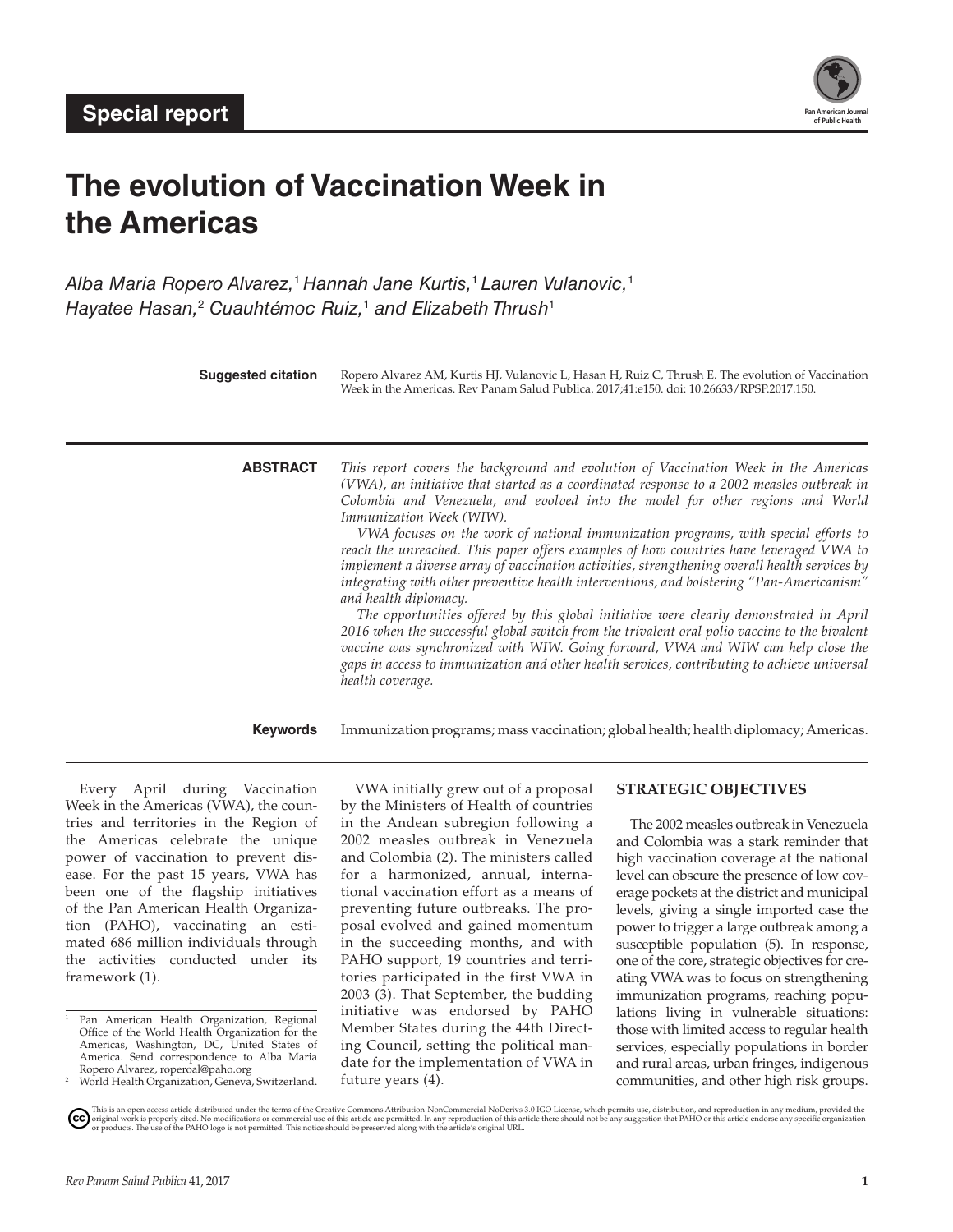Special report

# The evolution of Vaccination Week in the Americas

*Alba Maria Ropero Alvarez,[1] Hannah Jane Kurtis,[1] Lauren Vulanovic,[1] Hayatee Hasan,[2] Cuauhtémoc Ruiz,[1] and Elizabeth Thrush[1]*

**Suggested citation** Ropero Alvarez AM, Kurtis HJ, Vulanovic L, Hasan H, Ruiz C, Thrush E. The evolution of Vaccination Week in the Americas. Rev Panam Salud Publica. 2017;41:e150. doi: 10.26633/RPSP.2017.150.

**ABSTRACT** *This report covers the background and evolution of Vaccination Week in the Americas (VWA), an initiative that started as a coordinated response to a 2002 measles outbreak in Colombia and Venezuela, and evolved into the model for other regions and World Immunization Week (WIW).*

*VWA focuses on the work of national immunization programs, with special efforts to reach the unreached. This paper offers examples of how countries have leveraged VWA to implement a diverse array of vaccination activities, strengthening overall health services by integrating with other preventive health interventions, and bolstering "Pan-Americanism" and health diplomacy.*

*The opportunities offered by this global initiative were clearly demonstrated in April 2016 when the successful global switch from the trivalent oral polio vaccine to the bivalent vaccine was synchronized with WIW. Going forward, VWA and WIW can help close the gaps in access to immunization and other health services, contributing to achieve universal health coverage.*

**Keywords** Immunization programs; mass vaccination; global health; health diplomacy; Americas.

Every April during Vaccination Week in the Americas (VWA), the countries and territories in the Region of the Americas celebrate the unique power of vaccination to prevent disease. For the past 15 years, VWA has been one of the flagship initiatives of the Pan American Health Organization (PAHO), vaccinating an estimated 686 million individuals through the activities conducted under its framework (1).

VWA initially grew out of a proposal by the Ministers of Health of countries in the Andean subregion following a 2002 measles outbreak in Venezuela and Colombia (2). The ministers called for a harmonized, annual, international vaccination effort as a means of preventing future outbreaks. The proposal evolved and gained momentum in the succeeding months, and with PAHO support, 19 countries and territories participated in the first VWA in 2003 (3). That September, the budding initiative was endorsed by PAHO Member States during the 44th Directing Council, setting the political mandate for the implementation of VWA in future years (4).

## STRATEGIC OBJECTIVES

The 2002 measles outbreak in Venezuela and Colombia was a stark reminder that high vaccination coverage at the national level can obscure the presence of low coverage pockets at the district and municipal levels, giving a single imported case the power to trigger a large outbreak among a susceptible population (5). In response, one of the core, strategic objectives for creating VWA was to focus on strengthening immunization programs, reaching populations living in vulnerable situations: those with limited access to regular health services, especially populations in border and rural areas, urban fringes, indigenous communities, and other high risk groups.

[1] Pan American Health Organization, Regional Office of the World Health Organization for the Americas, Washington, DC, United States of America. Send correspondence to Alba Maria Ropero Alvarez, roperoal@paho.org

[2] World Health Organization, Geneva, Switzerland.

This is an open access article distributed under the terms of the Creative Commons Attribution-NonCommercial-NoDerivs 3.0 IGO License, which permits use, distribution, and reproduction in any medium, provided the original work is properly cited. No modifications or commercial use of this article are permitted. In any reproduction of this article there should not be any suggestion that PAHO or this article endorse any specific organization or products. The use of the PAHO logo is not permitted. This notice should be preserved along with the article's original URL.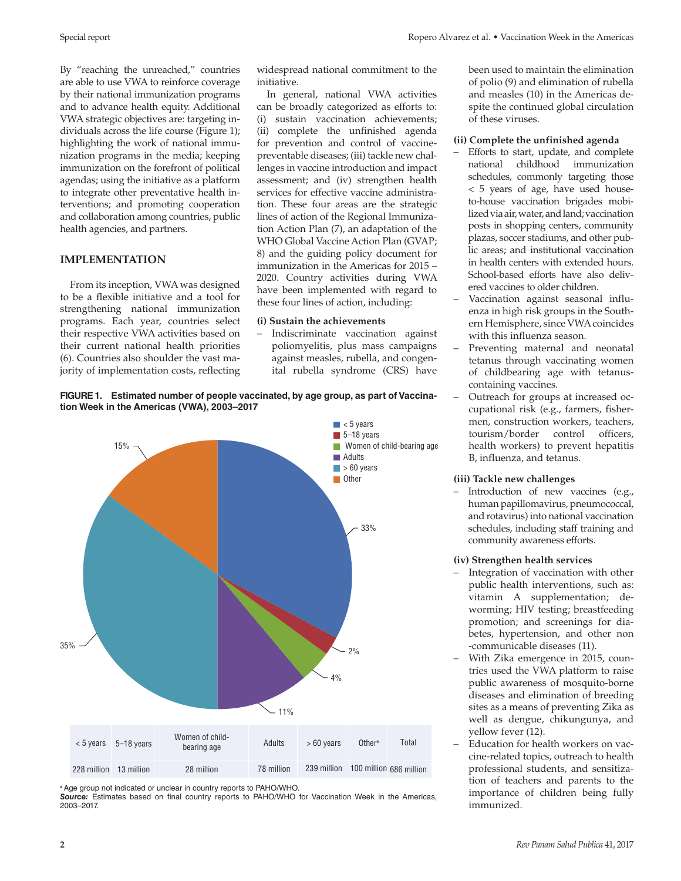By "reaching the unreached," countries are able to use VWA to reinforce coverage by their national immunization programs and to advance health equity. Additional VWA strategic objectives are: targeting individuals across the life course (Figure 1); highlighting the work of national immunization programs in the media; keeping immunization on the forefront of political agendas; using the initiative as a platform to integrate other preventative health interventions; and promoting cooperation and collaboration among countries, public health agencies, and partners.

## IMPLEMENTATION

From its inception, VWA was designed to be a flexible initiative and a tool for strengthening national immunization programs. Each year, countries select their respective VWA activities based on their current national health priorities (6). Countries also shoulder the vast majority of implementation costs, reflecting widespread national commitment to the initiative.

In general, national VWA activities can be broadly categorized as efforts to: (i) sustain vaccination achievements; (ii) complete the unfinished agenda for prevention and control of vaccine-preventable diseases; (iii) tackle new challenges in vaccine introduction and impact assessment; and (iv) strengthen health services for effective vaccine administration. These four areas are the strategic lines of action of the Regional Immunization Action Plan (7), an adaptation of the WHO Global Vaccine Action Plan (GVAP; 8) and the guiding policy document for immunization in the Americas for 2015 – 2020. Country activities during VWA have been implemented with regard to these four lines of action, including:

**(i) Sustain the achievements**

- Indiscriminate vaccination against poliomyelitis, plus mass campaigns against measles, rubella, and congenital rubella syndrome (CRS) have been used to maintain the elimination of polio (9) and elimination of rubella and measles (10) in the Americas despite the continued global circulation of these viruses.

**(ii) Complete the unfinished agenda**

- Efforts to start, update, and complete national childhood immunization schedules, commonly targeting those < 5 years of age, have used house-to-house vaccination brigades mobilized via air, water, and land; vaccination posts in shopping centers, community plazas, soccer stadiums, and other public areas; and institutional vaccination in health centers with extended hours. School-based efforts have also delivered vaccines to older children.
- Vaccination against seasonal influenza in high risk groups in the Southern Hemisphere, since VWA coincides with this influenza season.
- Preventing maternal and neonatal tetanus through vaccinating women of childbearing age with tetanus-containing vaccines.
- Outreach for groups at increased occupational risk (e.g., farmers, fishermen, construction workers, teachers, tourism/border control officers, health workers) to prevent hepatitis B, influenza, and tetanus.

**(iii) Tackle new challenges**

- Introduction of new vaccines (e.g., human papillomavirus, pneumococcal, and rotavirus) into national vaccination schedules, including staff training and community awareness efforts.

**(iv) Strengthen health services**

- Integration of vaccination with other public health interventions, such as: vitamin A supplementation; deworming; HIV testing; breastfeeding promotion; and screenings for diabetes, hypertension, and other non-communicable diseases (11).
- With Zika emergence in 2015, countries used the VWA platform to raise public awareness of mosquito-borne diseases and elimination of breeding sites as a means of preventing Zika as well as dengue, chikungunya, and yellow fever (12).
- Education for health workers on vaccine-related topics, outreach to health professional students, and sensitization of teachers and parents to the importance of children being fully immunized.

**FIGURE 1. Estimated number of people vaccinated, by age group, as part of Vaccination Week in the Americas (VWA), 2003–2017**

Pie chart: < 5 years 33%; 5–18 years 2%; Women of child-bearing age 4%; Adults 11%; > 60 years 35%; Other 15%.

| < 5 years | 5–18 years | Women of child-bearing age | Adults | > 60 years | Other[a] | Total |
|---|---|---|---|---|---|---|
| 228 million | 13 million | 28 million | 78 million | 239 million | 100 million | 686 million |

[a] Age group not indicated or unclear in country reports to PAHO/WHO.

***Source:*** Estimates based on final country reports to PAHO/WHO for Vaccination Week in the Americas, 2003–2017.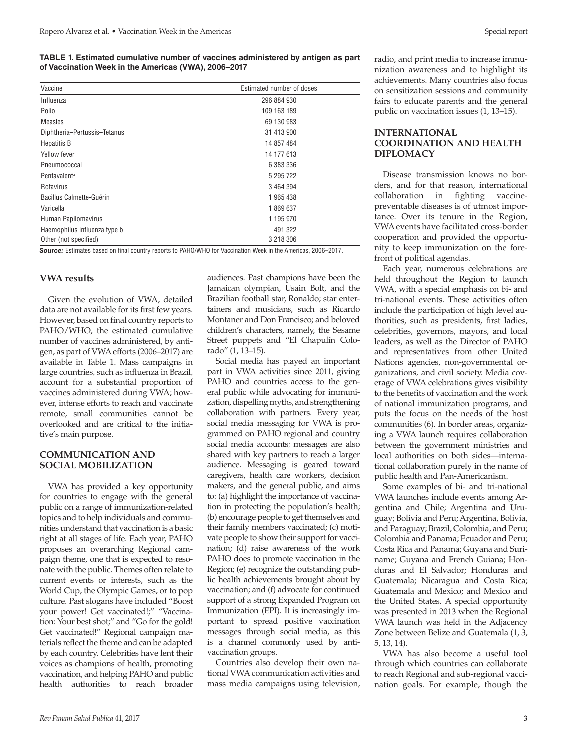**TABLE 1. Estimated cumulative number of vaccines administered by antigen as part of Vaccination Week in the Americas (VWA), 2006–2017**

| Vaccine | Estimated number of doses |
|---|---|
| Influenza | 296 884 930 |
| Polio | 109 163 189 |
| Measles | 69 130 983 |
| Diphtheria–Pertussis–Tetanus | 31 413 900 |
| Hepatitis B | 14 857 484 |
| Yellow fever | 14 177 613 |
| Pneumococcal | 6 383 336 |
| Pentavalent[a] | 5 295 722 |
| Rotavirus | 3 464 394 |
| Bacillus Calmette-Guérin | 1 965 438 |
| Varicella | 1 869 637 |
| Human Papilomavirus | 1 195 970 |
| Haemophilus influenza type b | 491 322 |
| Other (not specified) | 3 218 306 |

***Source:*** Estimates based on final country reports to PAHO/WHO for Vaccination Week in the Americas, 2006–2017.

### VWA results

Given the evolution of VWA, detailed data are not available for its first few years. However, based on final country reports to PAHO/WHO, the estimated cumulative number of vaccines administered, by antigen, as part of VWA efforts (2006–2017) are available in Table 1. Mass campaigns in large countries, such as influenza in Brazil, account for a substantial proportion of vaccines administered during VWA; however, intense efforts to reach and vaccinate remote, small communities cannot be overlooked and are critical to the initiative's main purpose.

## COMMUNICATION AND SOCIAL MOBILIZATION

VWA has provided a key opportunity for countries to engage with the general public on a range of immunization-related topics and to help individuals and communities understand that vaccination is a basic right at all stages of life. Each year, PAHO proposes an overarching Regional campaign theme, one that is expected to resonate with the public. Themes often relate to current events or interests, such as the World Cup, the Olympic Games, or to pop culture. Past slogans have included "Boost your power! Get vaccinated!;" "Vaccination: Your best shot;" and "Go for the gold! Get vaccinated!" Regional campaign materials reflect the theme and can be adapted by each country. Celebrities have lent their voices as champions of health, promoting vaccination, and helping PAHO and public health authorities to reach broader audiences. Past champions have been the Jamaican olympian, Usain Bolt, and the Brazilian football star, Ronaldo; star entertainers and musicians, such as Ricardo Montaner and Don Francisco; and beloved children's characters, namely, the Sesame Street puppets and "El Chapulín Colorado" (1, 13–15).

Social media has played an important part in VWA activities since 2011, giving PAHO and countries access to the general public while advocating for immunization, dispelling myths, and strengthening collaboration with partners. Every year, social media messaging for VWA is programmed on PAHO regional and country social media accounts; messages are also shared with key partners to reach a larger audience. Messaging is geared toward caregivers, health care workers, decision makers, and the general public, and aims to: (a) highlight the importance of vaccination in protecting the population's health; (b) encourage people to get themselves and their family members vaccinated; (c) motivate people to show their support for vaccination; (d) raise awareness of the work PAHO does to promote vaccination in the Region; (e) recognize the outstanding public health achievements brought about by vaccination; and (f) advocate for continued support of a strong Expanded Program on Immunization (EPI). It is increasingly important to spread positive vaccination messages through social media, as this is a channel commonly used by anti-vaccination groups.

Countries also develop their own national VWA communication activities and mass media campaigns using television, radio, and print media to increase immunization awareness and to highlight its achievements. Many countries also focus on sensitization sessions and community fairs to educate parents and the general public on vaccination issues (1, 13–15).

## INTERNATIONAL COORDINATION AND HEALTH DIPLOMACY

Disease transmission knows no borders, and for that reason, international collaboration in fighting vaccine-preventable diseases is of utmost importance. Over its tenure in the Region, VWA events have facilitated cross-border cooperation and provided the opportunity to keep immunization on the forefront of political agendas.

Each year, numerous celebrations are held throughout the Region to launch VWA, with a special emphasis on bi- and tri-national events. These activities often include the participation of high level authorities, such as presidents, first ladies, celebrities, governors, mayors, and local leaders, as well as the Director of PAHO and representatives from other United Nations agencies, non-governmental organizations, and civil society. Media coverage of VWA celebrations gives visibility to the benefits of vaccination and the work of national immunization programs, and puts the focus on the needs of the host communities (6). In border areas, organizing a VWA launch requires collaboration between the government ministries and local authorities on both sides—international collaboration purely in the name of public health and Pan-Americanism.

Some examples of bi- and tri-national VWA launches include events among Argentina and Chile; Argentina and Uruguay; Bolivia and Peru; Argentina, Bolivia, and Paraguay; Brazil, Colombia, and Peru; Colombia and Panama; Ecuador and Peru; Costa Rica and Panama; Guyana and Suriname; Guyana and French Guiana; Honduras and El Salvador; Honduras and Guatemala; Nicaragua and Costa Rica; Guatemala and Mexico; and Mexico and the United States. A special opportunity was presented in 2013 when the Regional VWA launch was held in the Adjacency Zone between Belize and Guatemala (1, 3, 5, 13, 14).

VWA has also become a useful tool through which countries can collaborate to reach Regional and sub-regional vaccination goals. For example, though the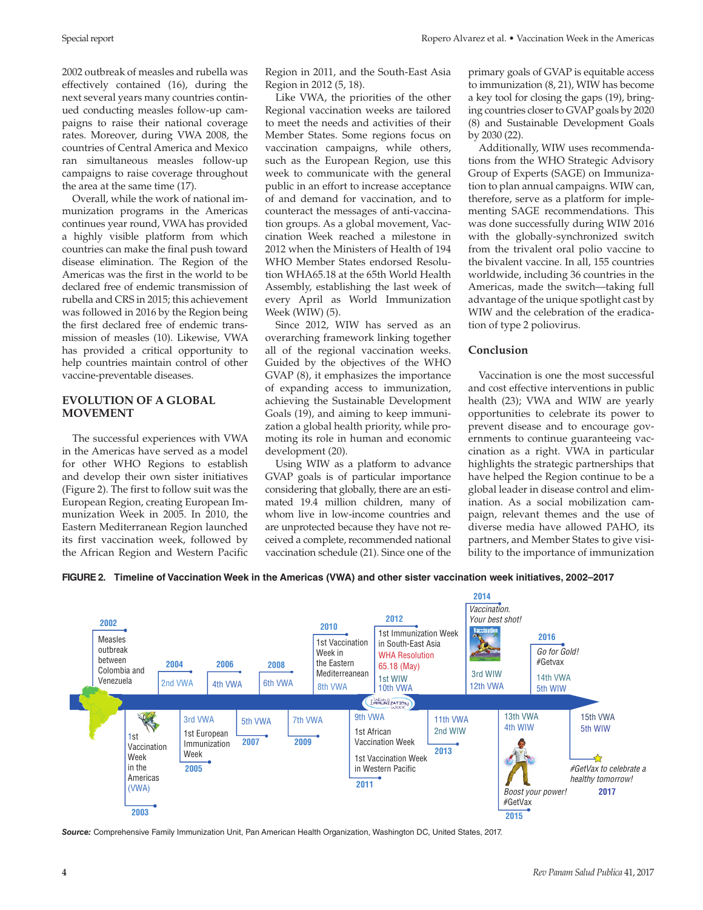2002 outbreak of measles and rubella was effectively contained (16), during the next several years many countries continued conducting measles follow-up campaigns to raise their national coverage rates. Moreover, during VWA 2008, the countries of Central America and Mexico ran simultaneous measles follow-up campaigns to raise coverage throughout the area at the same time (17).

Overall, while the work of national immunization programs in the Americas continues year round, VWA has provided a highly visible platform from which countries can make the final push toward disease elimination. The Region of the Americas was the first in the world to be declared free of endemic transmission of rubella and CRS in 2015; this achievement was followed in 2016 by the Region being the first declared free of endemic transmission of measles (10). Likewise, VWA has provided a critical opportunity to help countries maintain control of other vaccine-preventable diseases.

## EVOLUTION OF A GLOBAL MOVEMENT

The successful experiences with VWA in the Americas have served as a model for other WHO Regions to establish and develop their own sister initiatives (Figure 2). The first to follow suit was the European Region, creating European Immunization Week in 2005. In 2010, the Eastern Mediterranean Region launched its first vaccination week, followed by the African Region and Western Pacific Region in 2011, and the South-East Asia Region in 2012 (5, 18).

Like VWA, the priorities of the other Regional vaccination weeks are tailored to meet the needs and activities of their Member States. Some regions focus on vaccination campaigns, while others, such as the European Region, use this week to communicate with the general public in an effort to increase acceptance of and demand for vaccination, and to counteract the messages of anti-vaccination groups. As a global movement, Vaccination Week reached a milestone in 2012 when the Ministers of Health of 194 WHO Member States endorsed Resolution WHA65.18 at the 65th World Health Assembly, establishing the last week of every April as World Immunization Week (WIW) (5).

Since 2012, WIW has served as an overarching framework linking together all of the regional vaccination weeks. Guided by the objectives of the WHO GVAP (8), it emphasizes the importance of expanding access to immunization, achieving the Sustainable Development Goals (19), and aiming to keep immunization a global health priority, while promoting its role in human and economic development (20).

Using WIW as a platform to advance GVAP goals is of particular importance considering that globally, there are an estimated 19.4 million children, many of whom live in low-income countries and are unprotected because they have not received a complete, recommended national vaccination schedule (21). Since one of the primary goals of GVAP is equitable access to immunization (8, 21), WIW has become a key tool for closing the gaps (19), bringing countries closer to GVAP goals by 2020 (8) and Sustainable Development Goals by 2030 (22).

Additionally, WIW uses recommendations from the WHO Strategic Advisory Group of Experts (SAGE) on Immunization to plan annual campaigns. WIW can, therefore, serve as a platform for implementing SAGE recommendations. This was done successfully during WIW 2016 with the globally-synchronized switch from the trivalent oral polio vaccine to the bivalent vaccine. In all, 155 countries worldwide, including 36 countries in the Americas, made the switch—taking full advantage of the unique spotlight cast by WIW and the celebration of the eradication of type 2 poliovirus.

## Conclusion

Vaccination is one the most successful and cost effective interventions in public health (23); VWA and WIW are yearly opportunities to celebrate its power to prevent disease and to encourage governments to continue guaranteeing vaccination as a right. VWA in particular highlights the strategic partnerships that have helped the Region continue to be a global leader in disease control and elimination. As a social mobilization campaign, relevant themes and the use of diverse media have allowed PAHO, its partners, and Member States to give visibility to the importance of immunization

**FIGURE 2. Timeline of Vaccination Week in the Americas (VWA) and other sister vaccination week initiatives, 2002–2017**

- **2002**: Measles outbreak between Colombia and Venezuela
- **2003**: 1st Vaccination Week in the Americas (VWA)
- **2004**: 2nd VWA
- **2005**: 3rd VWA; 1st European Immunization Week
- **2006**: 4th VWA
- **2007**: 5th VWA
- **2008**: 6th VWA
- **2009**: 7th VWA
- **2010**: 1st Vaccination Week in the Eastern Mediterranean; 8th VWA
- **2011**: 9th VWA; 1st African Vaccination Week; 1st Vaccination Week in Western Pacific
- **2012**: 1st Immunization Week in South-East Asia; WHA Resolution 65.18 (May); 1st WIW; 10th VWA
- **2013**: 11th VWA; 2nd WIW
- **2014**: *Vaccination. Your best shot!*; 3rd WIW; 12th VWA
- **2015**: 13th VWA; 4th WIW; *Boost your power! #GetVax*
- **2016**: *Go for Gold! #Getvax*; 14th VWA; 5th WIW
- **2017**: 15th VWA; 5th WIW; *#GetVax to celebrate a healthy tomorrow!*

***Source:*** Comprehensive Family Immunization Unit, Pan American Health Organization, Washington DC, United States, 2017.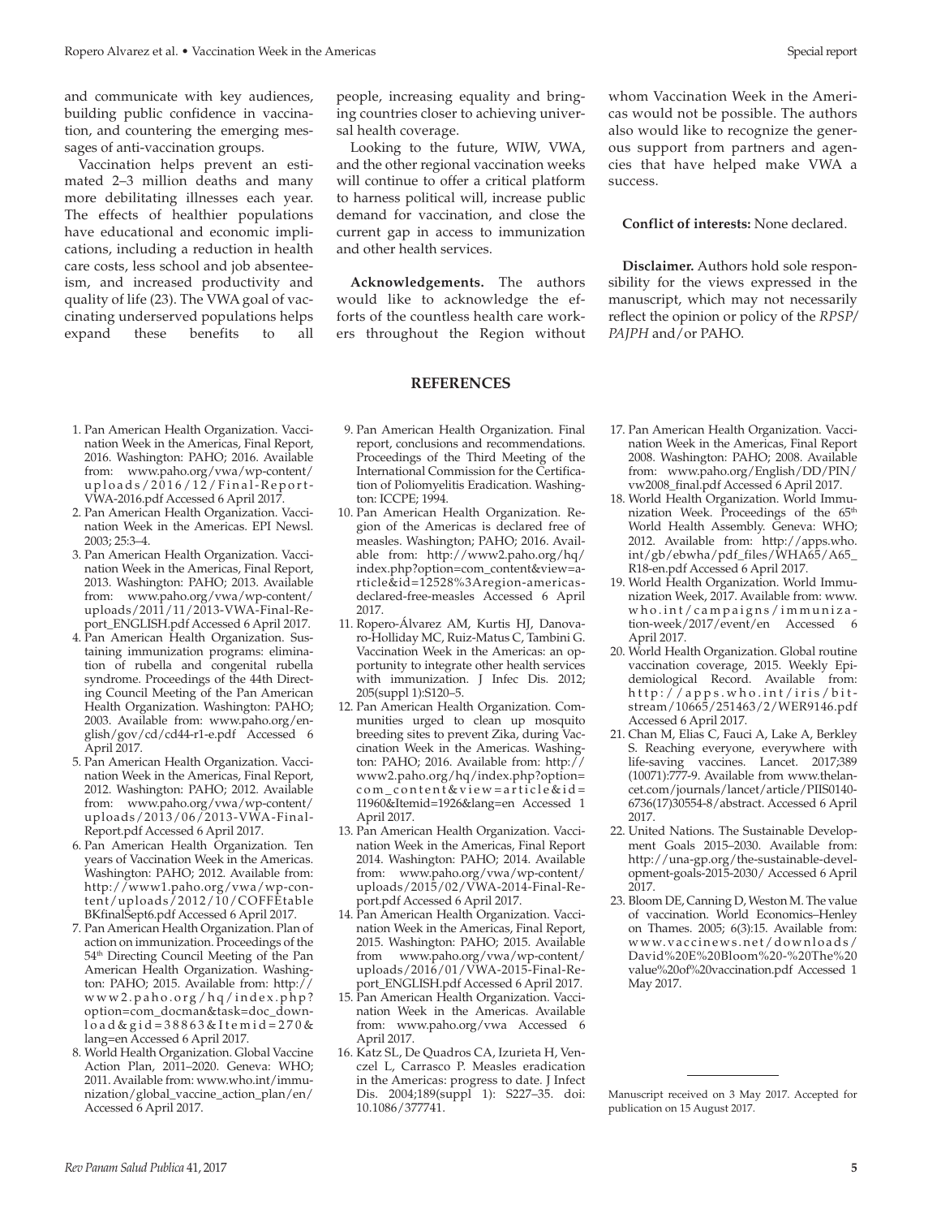and communicate with key audiences, building public confidence in vaccination, and countering the emerging messages of anti-vaccination groups.

Vaccination helps prevent an estimated 2–3 million deaths and many more debilitating illnesses each year. The effects of healthier populations have educational and economic implications, including a reduction in health care costs, less school and job absenteeism, and increased productivity and quality of life (23). The VWA goal of vaccinating underserved populations helps expand these benefits to all people, increasing equality and bringing countries closer to achieving universal health coverage.

Looking to the future, WIW, VWA, and the other regional vaccination weeks will continue to offer a critical platform to harness political will, increase public demand for vaccination, and close the current gap in access to immunization and other health services.

**Acknowledgements.** The authors would like to acknowledge the efforts of the countless health care workers throughout the Region without whom Vaccination Week in the Americas would not be possible. The authors also would like to recognize the generous support from partners and agencies that have helped make VWA a success.

**Conflict of interests:** None declared.

**Disclaimer.** Authors hold sole responsibility for the views expressed in the manuscript, which may not necessarily reflect the opinion or policy of the *RPSP/PAJPH* and/or PAHO.

## REFERENCES

1. Pan American Health Organization. Vaccination Week in the Americas, Final Report, 2016. Washington: PAHO; 2016. Available from: www.paho.org/vwa/wp-content/uploads/2016/12/Final-Report-VWA-2016.pdf Accessed 6 April 2017.
2. Pan American Health Organization. Vaccination Week in the Americas. EPI Newsl. 2003; 25:3–4.
3. Pan American Health Organization. Vaccination Week in the Americas, Final Report, 2013. Washington: PAHO; 2013. Available from: www.paho.org/vwa/wp-content/uploads/2011/11/2013-VWA-Final-Report_ENGLISH.pdf Accessed 6 April 2017.
4. Pan American Health Organization. Sustaining immunization programs: elimination of rubella and congenital rubella syndrome. Proceedings of the 44th Directing Council Meeting of the Pan American Health Organization. Washington: PAHO; 2003. Available from: www.paho.org/english/gov/cd/cd44-r1-e.pdf Accessed 6 April 2017.
5. Pan American Health Organization. Vaccination Week in the Americas, Final Report, 2012. Washington: PAHO; 2012. Available from: www.paho.org/vwa/wp-content/uploads/2013/06/2013-VWA-Final-Report.pdf Accessed 6 April 2017.
6. Pan American Health Organization. Ten years of Vaccination Week in the Americas. Washington: PAHO; 2012. Available from: http://www1.paho.org/vwa/wp-content/uploads/2012/10/COFFEEtableBKfinalSept6.pdf Accessed 6 April 2017.
7. Pan American Health Organization. Plan of action on immunization. Proceedings of the 54th Directing Council Meeting of the Pan American Health Organization. Washington: PAHO; 2015. Available from: http://www2.paho.org/hq/index.php?option=com_docman&task=doc_download&gid=38863&Itemid=270&lang=en Accessed 6 April 2017.
8. World Health Organization. Global Vaccine Action Plan, 2011–2020. Geneva: WHO; 2011. Available from: www.who.int/immunization/global_vaccine_action_plan/en/ Accessed 6 April 2017.
9. Pan American Health Organization. Final report, conclusions and recommendations. Proceedings of the Third Meeting of the International Commission for the Certification of Poliomyelitis Eradication. Washington: ICCPE; 1994.
10. Pan American Health Organization. Region of the Americas is declared free of measles. Washington; PAHO; 2016. Available from: http://www2.paho.org/hq/index.php?option=com_content&view=article&id=12528%3Aregion-americas-declared-free-measles Accessed 6 April 2017.
11. Ropero-Álvarez AM, Kurtis HJ, Danovaro-Holliday MC, Ruiz-Matus C, Tambini G. Vaccination Week in the Americas: an opportunity to integrate other health services with immunization. J Infec Dis. 2012; 205(suppl 1):S120–5.
12. Pan American Health Organization. Communities urged to clean up mosquito breeding sites to prevent Zika, during Vaccination Week in the Americas. Washington: PAHO; 2016. Available from: http://www2.paho.org/hq/index.php?option=com_content&view=article&id=11960&Itemid=1926&lang=en Accessed 1 April 2017.
13. Pan American Health Organization. Vaccination Week in the Americas, Final Report 2014. Washington: PAHO; 2014. Available from: www.paho.org/vwa/wp-content/uploads/2015/02/VWA-2014-Final-Report.pdf Accessed 6 April 2017.
14. Pan American Health Organization. Vaccination Week in the Americas, Final Report, 2015. Washington: PAHO; 2015. Available from www.paho.org/vwa/wp-content/uploads/2016/01/VWA-2015-Final-Report_ENGLISH.pdf Accessed 6 April 2017.
15. Pan American Health Organization. Vaccination Week in the Americas. Available from: www.paho.org/vwa Accessed 6 April 2017.
16. Katz SL, De Quadros CA, Izurieta H, Venczel L, Carrasco P. Measles eradication in the Americas: progress to date. J Infect Dis. 2004;189(suppl 1): S227–35. doi: 10.1086/377741.
17. Pan American Health Organization. Vaccination Week in the Americas, Final Report 2008. Washington: PAHO; 2008. Available from: www.paho.org/English/DD/PIN/vw2008_final.pdf Accessed 6 April 2017.
18. World Health Organization. World Immunization Week. Proceedings of the 65th World Health Assembly. Geneva: WHO; 2012. Available from: http://apps.who.int/gb/ebwha/pdf_files/WHA65/A65_R18-en.pdf Accessed 6 April 2017.
19. World Health Organization. World Immunization Week, 2017. Available from: www.who.int/campaigns/immunization-week/2017/event/en Accessed 6 April 2017.
20. World Health Organization. Global routine vaccination coverage, 2015. Weekly Epidemiological Record. Available from: http://apps.who.int/iris/bitstream/10665/251463/2/WER9146.pdf Accessed 6 April 2017.
21. Chan M, Elias C, Fauci A, Lake A, Berkley S. Reaching everyone, everywhere with life-saving vaccines. Lancet. 2017;389 (10071):777-9. Available from www.thelancet.com/journals/lancet/article/PIIS0140-6736(17)30554-8/abstract. Accessed 6 April 2017.
22. United Nations. The Sustainable Development Goals 2015–2030. Available from: http://una-gp.org/the-sustainable-development-goals-2015-2030/ Accessed 6 April 2017.
23. Bloom DE, Canning D, Weston M. The value of vaccination. World Economics–Henley on Thames. 2005; 6(3):15. Available from: www.vaccinews.net/downloads/David%20E%20Bloom%20-%20The%20value%20of%20vaccination.pdf Accessed 1 May 2017.

Manuscript received on 3 May 2017. Accepted for publication on 15 August 2017.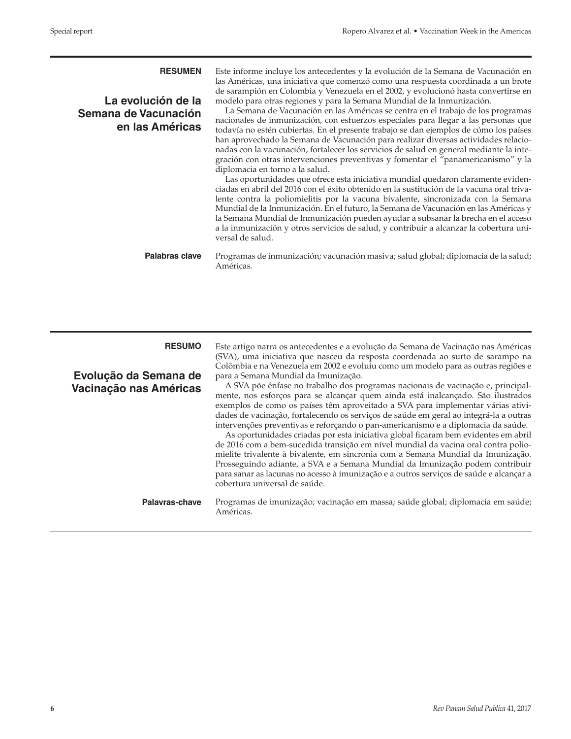## RESUMEN

### La evolución de la Semana de Vacunación en las Américas

Este informe incluye los antecedentes y la evolución de la Semana de Vacunación en las Américas, una iniciativa que comenzó como una respuesta coordinada a un brote de sarampión en Colombia y Venezuela en el 2002, y evolucionó hasta convertirse en modelo para otras regiones y para la Semana Mundial de la Inmunización.

La Semana de Vacunación en las Américas se centra en el trabajo de los programas nacionales de inmunización, con esfuerzos especiales para llegar a las personas que todavía no estén cubiertas. En el presente trabajo se dan ejemplos de cómo los países han aprovechado la Semana de Vacunación para realizar diversas actividades relacionadas con la vacunación, fortalecer los servicios de salud en general mediante la integración con otras intervenciones preventivas y fomentar el "panamericanismo" y la diplomacia en torno a la salud.

Las oportunidades que ofrece esta iniciativa mundial quedaron claramente evidenciadas en abril del 2016 con el éxito obtenido en la sustitución de la vacuna oral trivalente contra la poliomielitis por la vacuna bivalente, sincronizada con la Semana Mundial de la Inmunización. En el futuro, la Semana de Vacunación en las Américas y la Semana Mundial de Inmunización pueden ayudar a subsanar la brecha en el acceso a la inmunización y otros servicios de salud, y contribuir a alcanzar la cobertura universal de salud.

**Palabras clave** Programas de inmunización; vacunación masiva; salud global; diplomacia de la salud; Américas.

## RESUMO

### Evolução da Semana de Vacinação nas Américas

Este artigo narra os antecedentes e a evolução da Semana de Vacinação nas Américas (SVA), uma iniciativa que nasceu da resposta coordenada ao surto de sarampo na Colômbia e na Venezuela em 2002 e evoluiu como um modelo para as outras regiões e para a Semana Mundial da Imunização.

A SVA põe ênfase no trabalho dos programas nacionais de vacinação e, principalmente, nos esforços para se alcançar quem ainda está inalcançado. São ilustrados exemplos de como os países têm aproveitado a SVA para implementar várias atividades de vacinação, fortalecendo os serviços de saúde em geral ao integrá-la a outras intervenções preventivas e reforçando o pan-americanismo e a diplomacia da saúde.

As oportunidades criadas por esta iniciativa global ficaram bem evidentes em abril de 2016 com a bem-sucedida transição em nível mundial da vacina oral contra poliomielite trivalente à bivalente, em sincronia com a Semana Mundial da Imunização. Prosseguindo adiante, a SVA e a Semana Mundial da Imunização podem contribuir para sanar as lacunas no acesso à imunização e a outros serviços de saúde e alcançar a cobertura universal de saúde.

**Palavras-chave** Programas de imunização; vacinação em massa; saúde global; diplomacia em saúde; Américas.